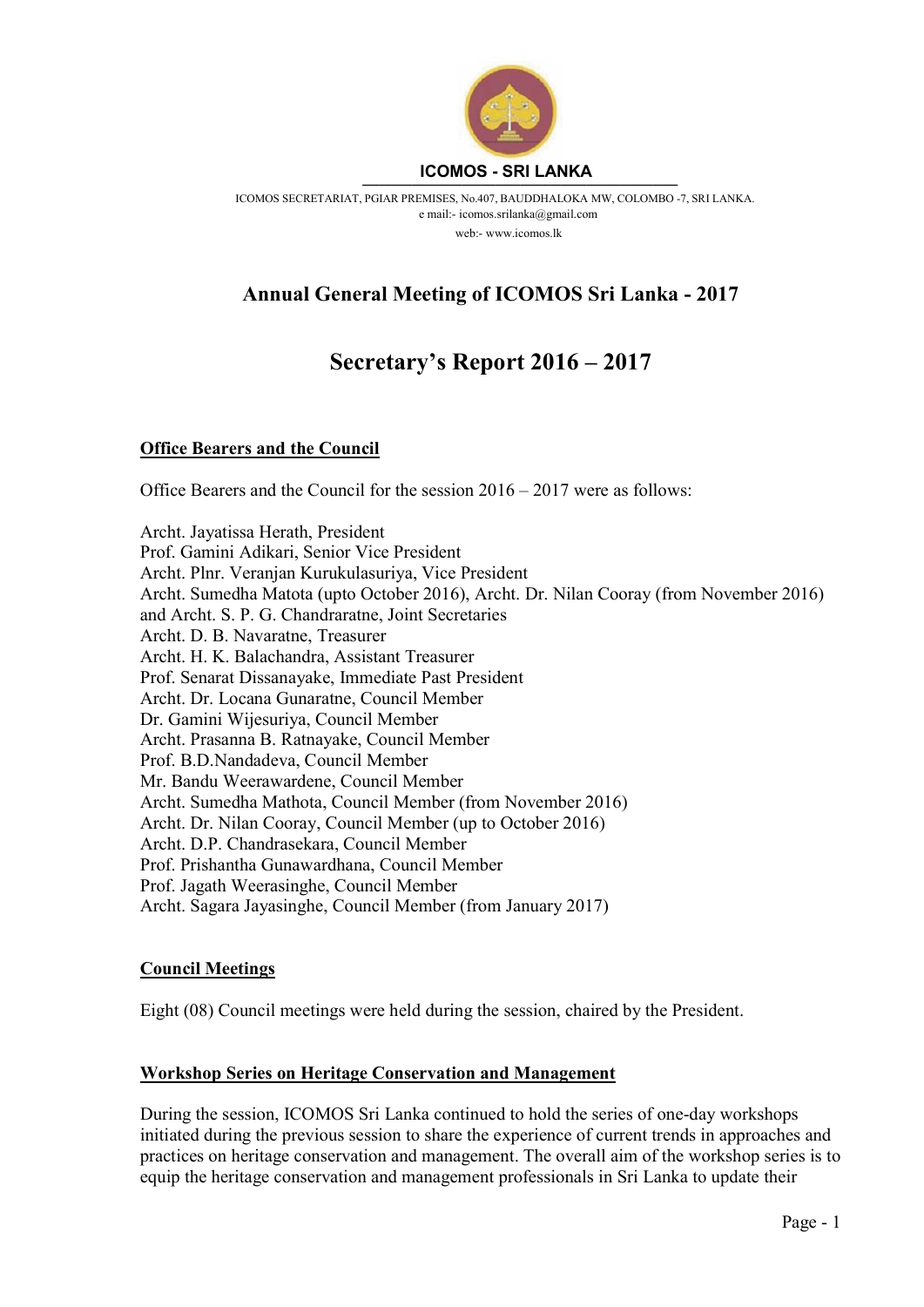**ICOMOS - SRI LANKA**

ICOMOS SECRETARIAT, PGIAR PREMISES, No.407, BAUDDHALOKA MW, COLOMBO -7, SRI LANKA.
e mail:- icomos.srilanka@gmail.com
web:- www.icomos.lk

# Annual General Meeting of ICOMOS Sri Lanka - 2017

# Secretary's Report 2016 – 2017

## Office Bearers and the Council

Office Bearers and the Council for the session 2016 – 2017 were as follows:

Archt. Jayatissa Herath, President
Prof. Gamini Adikari, Senior Vice President
Archt. Plnr. Veranjan Kurukulasuriya, Vice President
Archt. Sumedha Matota (upto October 2016), Archt. Dr. Nilan Cooray (from November 2016) and Archt. S. P. G. Chandraratne, Joint Secretaries
Archt. D. B. Navaratne, Treasurer
Archt. H. K. Balachandra, Assistant Treasurer
Prof. Senarat Dissanayake, Immediate Past President
Archt. Dr. Locana Gunaratne, Council Member
Dr. Gamini Wijesuriya, Council Member
Archt. Prasanna B. Ratnayake, Council Member
Prof. B.D.Nandadeva, Council Member
Mr. Bandu Weerawardene, Council Member
Archt. Sumedha Mathota, Council Member (from November 2016)
Archt. Dr. Nilan Cooray, Council Member (up to October 2016)
Archt. D.P. Chandrasekara, Council Member
Prof. Prishantha Gunawardhana, Council Member
Prof. Jagath Weerasinghe, Council Member
Archt. Sagara Jayasinghe, Council Member (from January 2017)

## Council Meetings

Eight (08) Council meetings were held during the session, chaired by the President.

## Workshop Series on Heritage Conservation and Management

During the session, ICOMOS Sri Lanka continued to hold the series of one-day workshops initiated during the previous session to share the experience of current trends in approaches and practices on heritage conservation and management. The overall aim of the workshop series is to equip the heritage conservation and management professionals in Sri Lanka to update their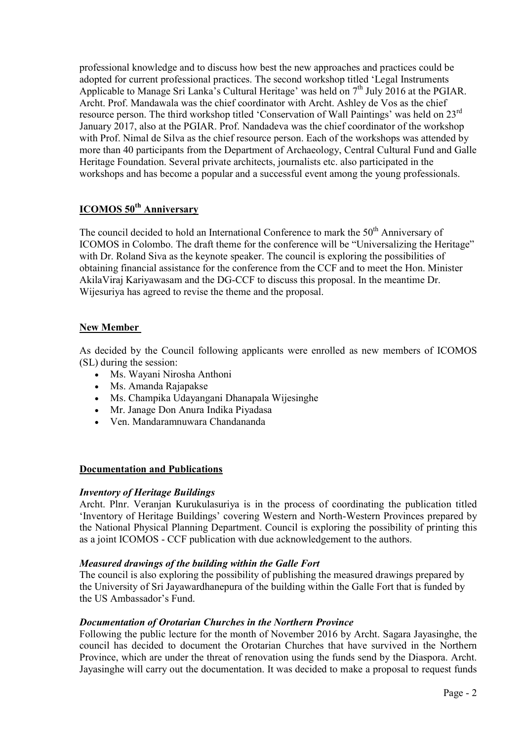professional knowledge and to discuss how best the new approaches and practices could be adopted for current professional practices. The second workshop titled 'Legal Instruments Applicable to Manage Sri Lanka's Cultural Heritage' was held on 7th July 2016 at the PGIAR. Archt. Prof. Mandawala was the chief coordinator with Archt. Ashley de Vos as the chief resource person. The third workshop titled 'Conservation of Wall Paintings' was held on 23rd January 2017, also at the PGIAR. Prof. Nandadeva was the chief coordinator of the workshop with Prof. Nimal de Silva as the chief resource person. Each of the workshops was attended by more than 40 participants from the Department of Archaeology, Central Cultural Fund and Galle Heritage Foundation. Several private architects, journalists etc. also participated in the workshops and has become a popular and a successful event among the young professionals.

## ICOMOS 50th Anniversary

The council decided to hold an International Conference to mark the 50th Anniversary of ICOMOS in Colombo. The draft theme for the conference will be "Universalizing the Heritage" with Dr. Roland Siva as the keynote speaker. The council is exploring the possibilities of obtaining financial assistance for the conference from the CCF and to meet the Hon. Minister AkilaViraj Kariyawasam and the DG-CCF to discuss this proposal. In the meantime Dr. Wijesuriya has agreed to revise the theme and the proposal.

## New Member

As decided by the Council following applicants were enrolled as new members of ICOMOS (SL) during the session:

- Ms. Wayani Nirosha Anthoni
- Ms. Amanda Rajapakse
- Ms. Champika Udayangani Dhanapala Wijesinghe
- Mr. Janage Don Anura Indika Piyadasa
- Ven. Mandaramnuwara Chandananda

## Documentation and Publications

### *Inventory of Heritage Buildings*

Archt. Plnr. Veranjan Kurukulasuriya is in the process of coordinating the publication titled 'Inventory of Heritage Buildings' covering Western and North-Western Provinces prepared by the National Physical Planning Department. Council is exploring the possibility of printing this as a joint ICOMOS - CCF publication with due acknowledgement to the authors.

### *Measured drawings of the building within the Galle Fort*

The council is also exploring the possibility of publishing the measured drawings prepared by the University of Sri Jayawardhanepura of the building within the Galle Fort that is funded by the US Ambassador's Fund.

### *Documentation of Orotarian Churches in the Northern Province*

Following the public lecture for the month of November 2016 by Archt. Sagara Jayasinghe, the council has decided to document the Orotarian Churches that have survived in the Northern Province, which are under the threat of renovation using the funds send by the Diaspora. Archt. Jayasinghe will carry out the documentation. It was decided to make a proposal to request funds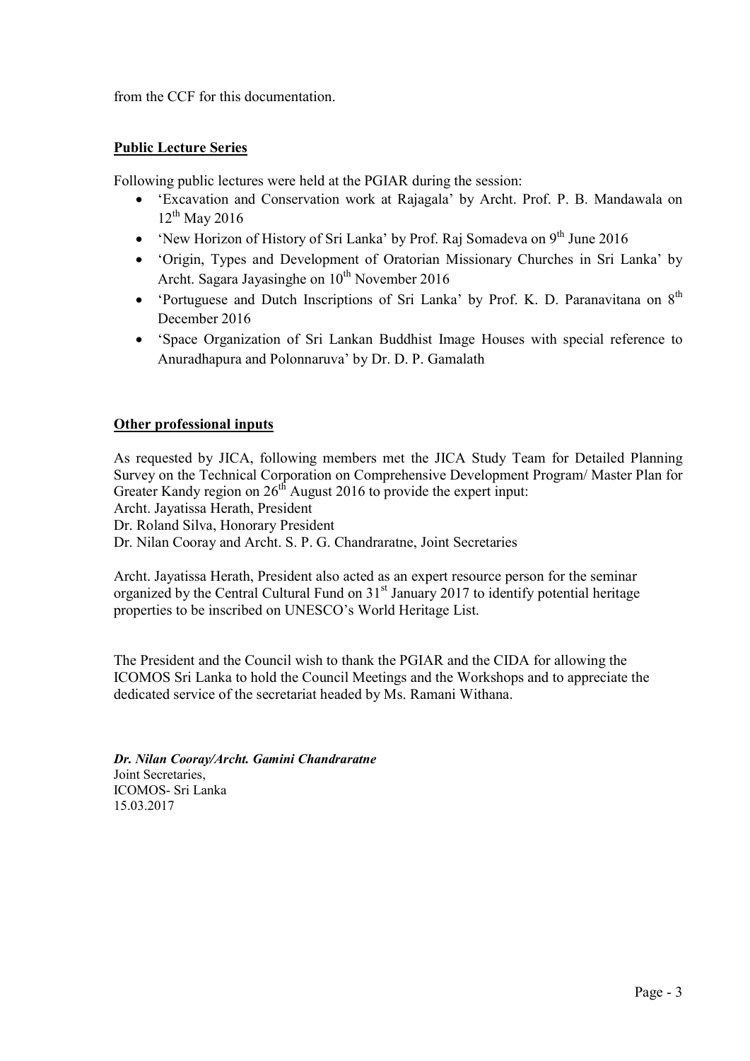from the CCF for this documentation.

## **Public Lecture Series**

Following public lectures were held at the PGIAR during the session:

- 'Excavation and Conservation work at Rajagala' by Archt. Prof. P. B. Mandawala on 12th May 2016
- 'New Horizon of History of Sri Lanka' by Prof. Raj Somadeva on 9th June 2016
- 'Origin, Types and Development of Oratorian Missionary Churches in Sri Lanka' by Archt. Sagara Jayasinghe on 10th November 2016
- 'Portuguese and Dutch Inscriptions of Sri Lanka' by Prof. K. D. Paranavitana on 8th December 2016
- 'Space Organization of Sri Lankan Buddhist Image Houses with special reference to Anuradhapura and Polonnaruva' by Dr. D. P. Gamalath

## **Other professional inputs**

As requested by JICA, following members met the JICA Study Team for Detailed Planning Survey on the Technical Corporation on Comprehensive Development Program/ Master Plan for Greater Kandy region on 26th August 2016 to provide the expert input:
Archt. Jayatissa Herath, President
Dr. Roland Silva, Honorary President
Dr. Nilan Cooray and Archt. S. P. G. Chandraratne, Joint Secretaries

Archt. Jayatissa Herath, President also acted as an expert resource person for the seminar organized by the Central Cultural Fund on 31st January 2017 to identify potential heritage properties to be inscribed on UNESCO's World Heritage List.

The President and the Council wish to thank the PGIAR and the CIDA for allowing the ICOMOS Sri Lanka to hold the Council Meetings and the Workshops and to appreciate the dedicated service of the secretariat headed by Ms. Ramani Withana.

***Dr. Nilan Cooray/Archt. Gamini Chandraratne***
Joint Secretaries,
ICOMOS- Sri Lanka
15.03.2017